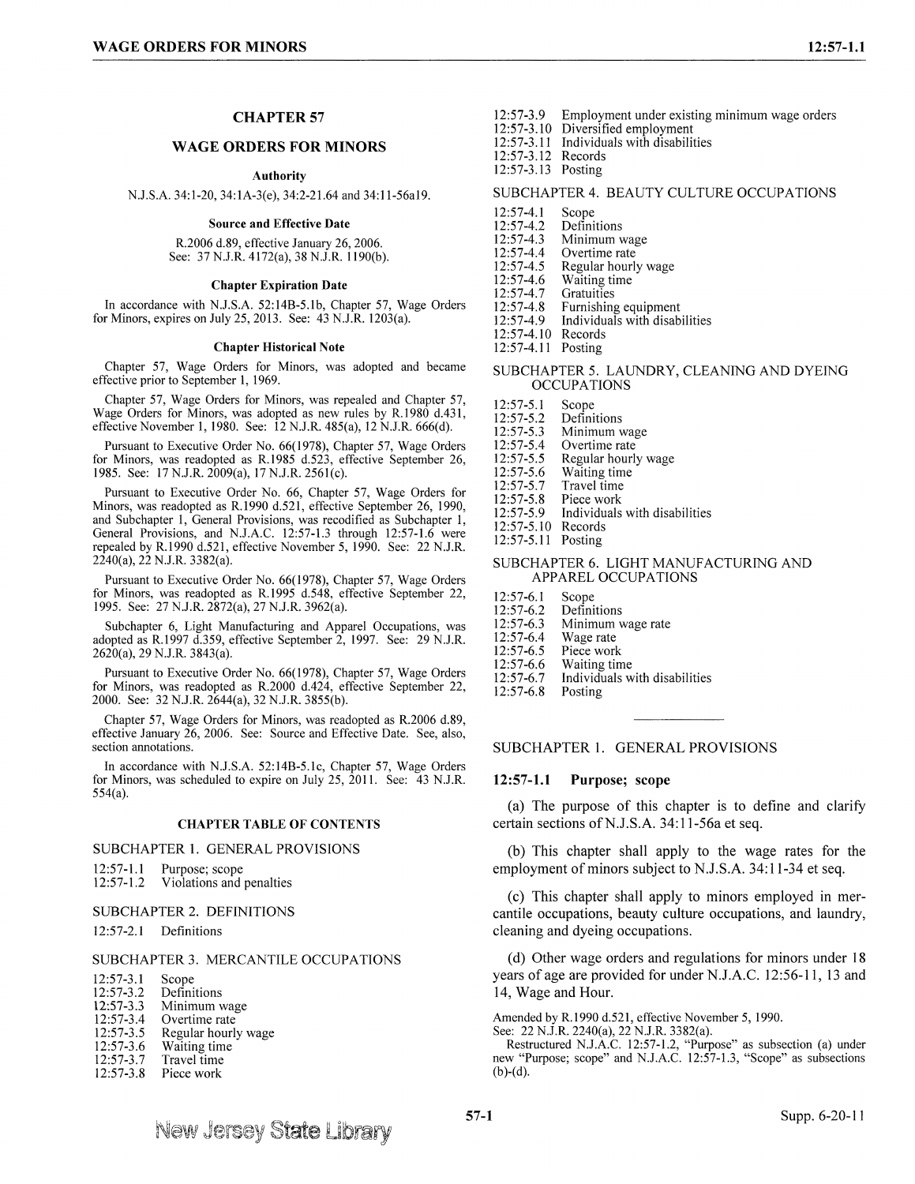# CHAPTER 57

# WAGE ORDERS FOR MINORS

### Authority

N.J.S.A. 34:1-20, 34:1A-3(e), 34:2-21.64 and 34:11-56a19.

### Source and Effective Date

R.2006 d.89, effective January 26, 2006.
See: 37 N.J.R. 4172(a), 38 N.J.R. 1190(b).

### Chapter Expiration Date

In accordance with N.J.S.A. 52:14B-5.1b, Chapter 57, Wage Orders for Minors, expires on July 25, 2013. See: 43 N.J.R. 1203(a).

### Chapter Historical Note

Chapter 57, Wage Orders for Minors, was adopted and became effective prior to September 1, 1969.

Chapter 57, Wage Orders for Minors, was repealed and Chapter 57, Wage Orders for Minors, was adopted as new rules by R.1980 d.431, effective November 1, 1980. See: 12 N.J.R. 485(a), 12 N.J.R. 666(d).

Pursuant to Executive Order No. 66(1978), Chapter 57, Wage Orders for Minors, was readopted as R.1985 d.523, effective September 26, 1985. See: 17 N.J.R. 2009(a), 17 N.J.R. 2561(c).

Pursuant to Executive Order No. 66, Chapter 57, Wage Orders for Minors, was readopted as R.1990 d.521, effective September 26, 1990, and Subchapter 1, General Provisions, was recodified as Subchapter 1, General Provisions, and N.J.A.C. 12:57-1.3 through 12:57-1.6 were repealed by R.1990 d.521, effective November 5, 1990. See: 22 N.J.R. 2240(a), 22 N.J.R. 3382(a).

Pursuant to Executive Order No. 66(1978), Chapter 57, Wage Orders for Minors, was readopted as R.1995 d.548, effective September 22, 1995. See: 27 N.J.R. 2872(a), 27 N.J.R. 3962(a).

Subchapter 6, Light Manufacturing and Apparel Occupations, was adopted as R.1997 d.359, effective September 2, 1997. See: 29 N.J.R. 2620(a), 29 N.J.R. 3843(a).

Pursuant to Executive Order No. 66(1978), Chapter 57, Wage Orders for Minors, was readopted as R.2000 d.424, effective September 22, 2000. See: 32 N.J.R. 2644(a), 32 N.J.R. 3855(b).

Chapter 57, Wage Orders for Minors, was readopted as R.2006 d.89, effective January 26, 2006. See: Source and Effective Date. See, also, section annotations.

In accordance with N.J.S.A. 52:14B-5.1c, Chapter 57, Wage Orders for Minors, was scheduled to expire on July 25, 2011. See: 43 N.J.R. 554(a).

### CHAPTER TABLE OF CONTENTS

SUBCHAPTER 1. GENERAL PROVISIONS

12:57-1.1 Purpose; scope
12:57-1.2 Violations and penalties

SUBCHAPTER 2. DEFINITIONS

12:57-2.1 Definitions

SUBCHAPTER 3. MERCANTILE OCCUPATIONS

12:57-3.1 Scope
12:57-3.2 Definitions
12:57-3.3 Minimum wage
12:57-3.4 Overtime rate
12:57-3.5 Regular hourly wage
12:57-3.6 Waiting time
12:57-3.7 Travel time
12:57-3.8 Piece work
12:57-3.9 Employment under existing minimum wage orders
12:57-3.10 Diversified employment
12:57-3.11 Individuals with disabilities
12:57-3.12 Records
12:57-3.13 Posting

SUBCHAPTER 4. BEAUTY CULTURE OCCUPATIONS

12:57-4.1 Scope
12:57-4.2 Definitions
12:57-4.3 Minimum wage
12:57-4.4 Overtime rate
12:57-4.5 Regular hourly wage
12:57-4.6 Waiting time
12:57-4.7 Gratuities
12:57-4.8 Furnishing equipment
12:57-4.9 Individuals with disabilities
12:57-4.10 Records
12:57-4.11 Posting

SUBCHAPTER 5. LAUNDRY, CLEANING AND DYEING OCCUPATIONS

12:57-5.1 Scope
12:57-5.2 Definitions
12:57-5.3 Minimum wage
12:57-5.4 Overtime rate
12:57-5.5 Regular hourly wage
12:57-5.6 Waiting time
12:57-5.7 Travel time
12:57-5.8 Piece work
12:57-5.9 Individuals with disabilities
12:57-5.10 Records
12:57-5.11 Posting

SUBCHAPTER 6. LIGHT MANUFACTURING AND APPAREL OCCUPATIONS

12:57-6.1 Scope
12:57-6.2 Definitions
12:57-6.3 Minimum wage rate
12:57-6.4 Wage rate
12:57-6.5 Piece work
12:57-6.6 Waiting time
12:57-6.7 Individuals with disabilities
12:57-6.8 Posting

---

## SUBCHAPTER 1. GENERAL PROVISIONS

### 12:57-1.1 Purpose; scope

(a) The purpose of this chapter is to define and clarify certain sections of N.J.S.A. 34:11-56a et seq.

(b) This chapter shall apply to the wage rates for the employment of minors subject to N.J.S.A. 34:11-34 et seq.

(c) This chapter shall apply to minors employed in mercantile occupations, beauty culture occupations, and laundry, cleaning and dyeing occupations.

(d) Other wage orders and regulations for minors under 18 years of age are provided for under N.J.A.C. 12:56-11, 13 and 14, Wage and Hour.

Amended by R.1990 d.521, effective November 5, 1990.
See: 22 N.J.R. 2240(a), 22 N.J.R. 3382(a).
Restructured N.J.A.C. 12:57-1.2, "Purpose" as subsection (a) under new "Purpose; scope" and N.J.A.C. 12:57-1.3, "Scope" as subsections (b)-(d).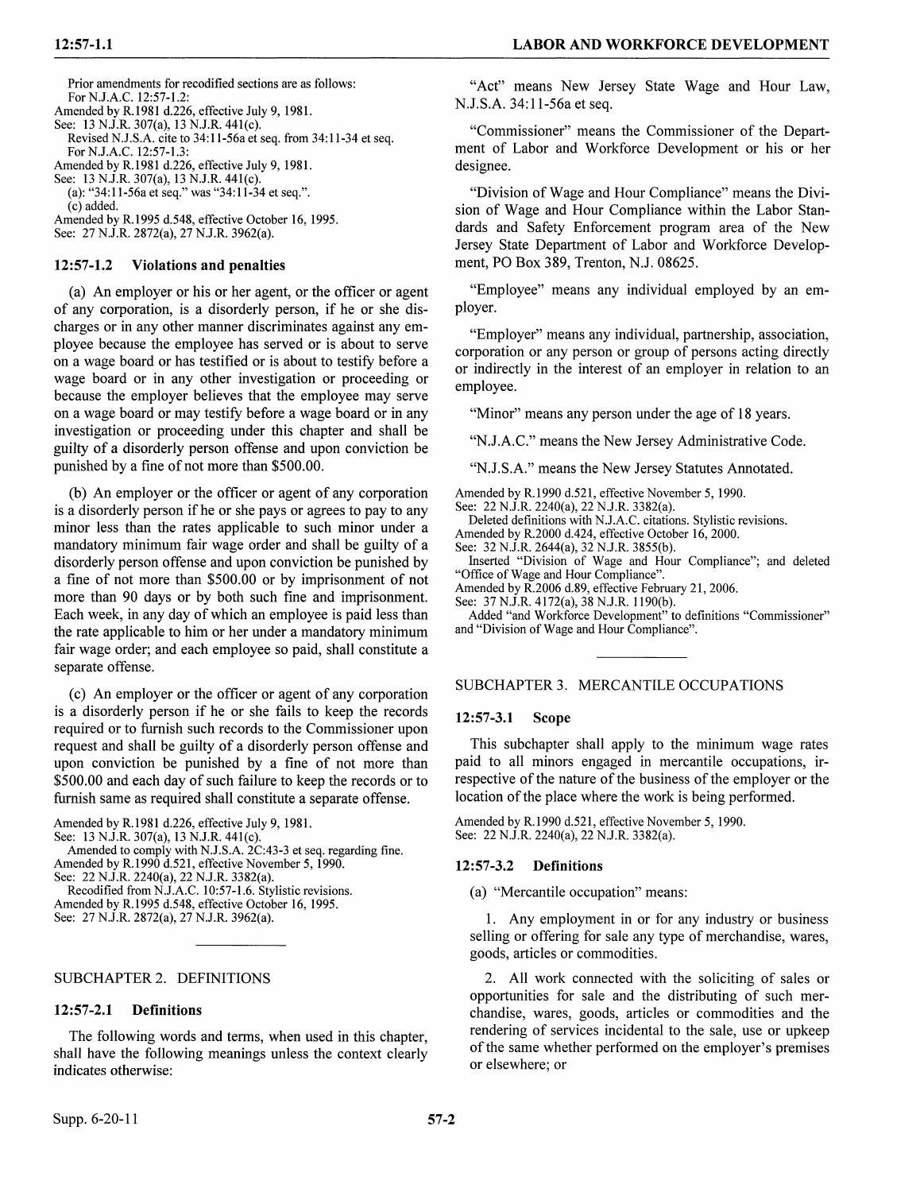Prior amendments for recodified sections are as follows:
For N.J.A.C. 12:57-1.2:
Amended by R.1981 d.226, effective July 9, 1981.
See: 13 N.J.R. 307(a), 13 N.J.R. 441(c).
Revised N.J.S.A. cite to 34:11-56a et seq. from 34:11-34 et seq.
For N.J.A.C. 12:57-1.3:
Amended by R.1981 d.226, effective July 9, 1981.
See: 13 N.J.R. 307(a), 13 N.J.R. 441(c).
(a): "34:11-56a et seq." was "34:11-34 et seq.".
(c) added.
Amended by R.1995 d.548, effective October 16, 1995.
See: 27 N.J.R. 2872(a), 27 N.J.R. 3962(a).

### 12:57-1.2 Violations and penalties

(a) An employer or his or her agent, or the officer or agent of any corporation, is a disorderly person, if he or she discharges or in any other manner discriminates against any employee because the employee has served or is about to serve on a wage board or has testified or is about to testify before a wage board or in any other investigation or proceeding or because the employer believes that the employee may serve on a wage board or may testify before a wage board or in any investigation or proceeding under this chapter and shall be guilty of a disorderly person offense and upon conviction be punished by a fine of not more than $500.00.

(b) An employer or the officer or agent of any corporation is a disorderly person if he or she pays or agrees to pay to any minor less than the rates applicable to such minor under a mandatory minimum fair wage order and shall be guilty of a disorderly person offense and upon conviction be punished by a fine of not more than $500.00 or by imprisonment of not more than 90 days or by both such fine and imprisonment. Each week, in any day of which an employee is paid less than the rate applicable to him or her under a mandatory minimum fair wage order; and each employee so paid, shall constitute a separate offense.

(c) An employer or the officer or agent of any corporation is a disorderly person if he or she fails to keep the records required or to furnish such records to the Commissioner upon request and shall be guilty of a disorderly person offense and upon conviction be punished by a fine of not more than $500.00 and each day of such failure to keep the records or to furnish same as required shall constitute a separate offense.

Amended by R.1981 d.226, effective July 9, 1981.
See: 13 N.J.R. 307(a), 13 N.J.R. 441(c).
Amended to comply with N.J.S.A. 2C:43-3 et seq. regarding fine.
Amended by R.1990 d.521, effective November 5, 1990.
See: 22 N.J.R. 2240(a), 22 N.J.R. 3382(a).
Recodified from N.J.A.C. 10:57-1.6. Stylistic revisions.
Amended by R.1995 d.548, effective October 16, 1995.
See: 27 N.J.R. 2872(a), 27 N.J.R. 3962(a).

## SUBCHAPTER 2. DEFINITIONS

### 12:57-2.1 Definitions

The following words and terms, when used in this chapter, shall have the following meanings unless the context clearly indicates otherwise:

"Act" means New Jersey State Wage and Hour Law, N.J.S.A. 34:11-56a et seq.

"Commissioner" means the Commissioner of the Department of Labor and Workforce Development or his or her designee.

"Division of Wage and Hour Compliance" means the Division of Wage and Hour Compliance within the Labor Standards and Safety Enforcement program area of the New Jersey State Department of Labor and Workforce Development, PO Box 389, Trenton, N.J. 08625.

"Employee" means any individual employed by an employer.

"Employer" means any individual, partnership, association, corporation or any person or group of persons acting directly or indirectly in the interest of an employer in relation to an employee.

"Minor" means any person under the age of 18 years.

"N.J.A.C." means the New Jersey Administrative Code.

"N.J.S.A." means the New Jersey Statutes Annotated.

Amended by R.1990 d.521, effective November 5, 1990.
See: 22 N.J.R. 2240(a), 22 N.J.R. 3382(a).
Deleted definitions with N.J.A.C. citations. Stylistic revisions.
Amended by R.2000 d.424, effective October 16, 2000.
See: 32 N.J.R. 2644(a), 32 N.J.R. 3855(b).
Inserted "Division of Wage and Hour Compliance"; and deleted "Office of Wage and Hour Compliance".
Amended by R.2006 d.89, effective February 21, 2006.
See: 37 N.J.R. 4172(a), 38 N.J.R. 1190(b).
Added "and Workforce Development" to definitions "Commissioner" and "Division of Wage and Hour Compliance".

## SUBCHAPTER 3. MERCANTILE OCCUPATIONS

### 12:57-3.1 Scope

This subchapter shall apply to the minimum wage rates paid to all minors engaged in mercantile occupations, irrespective of the nature of the business of the employer or the location of the place where the work is being performed.

Amended by R.1990 d.521, effective November 5, 1990.
See: 22 N.J.R. 2240(a), 22 N.J.R. 3382(a).

### 12:57-3.2 Definitions

(a) "Mercantile occupation" means:

1. Any employment in or for any industry or business selling or offering for sale any type of merchandise, wares, goods, articles or commodities.

2. All work connected with the soliciting of sales or opportunities for sale and the distributing of such merchandise, wares, goods, articles or commodities and the rendering of services incidental to the sale, use or upkeep of the same whether performed on the employer's premises or elsewhere; or